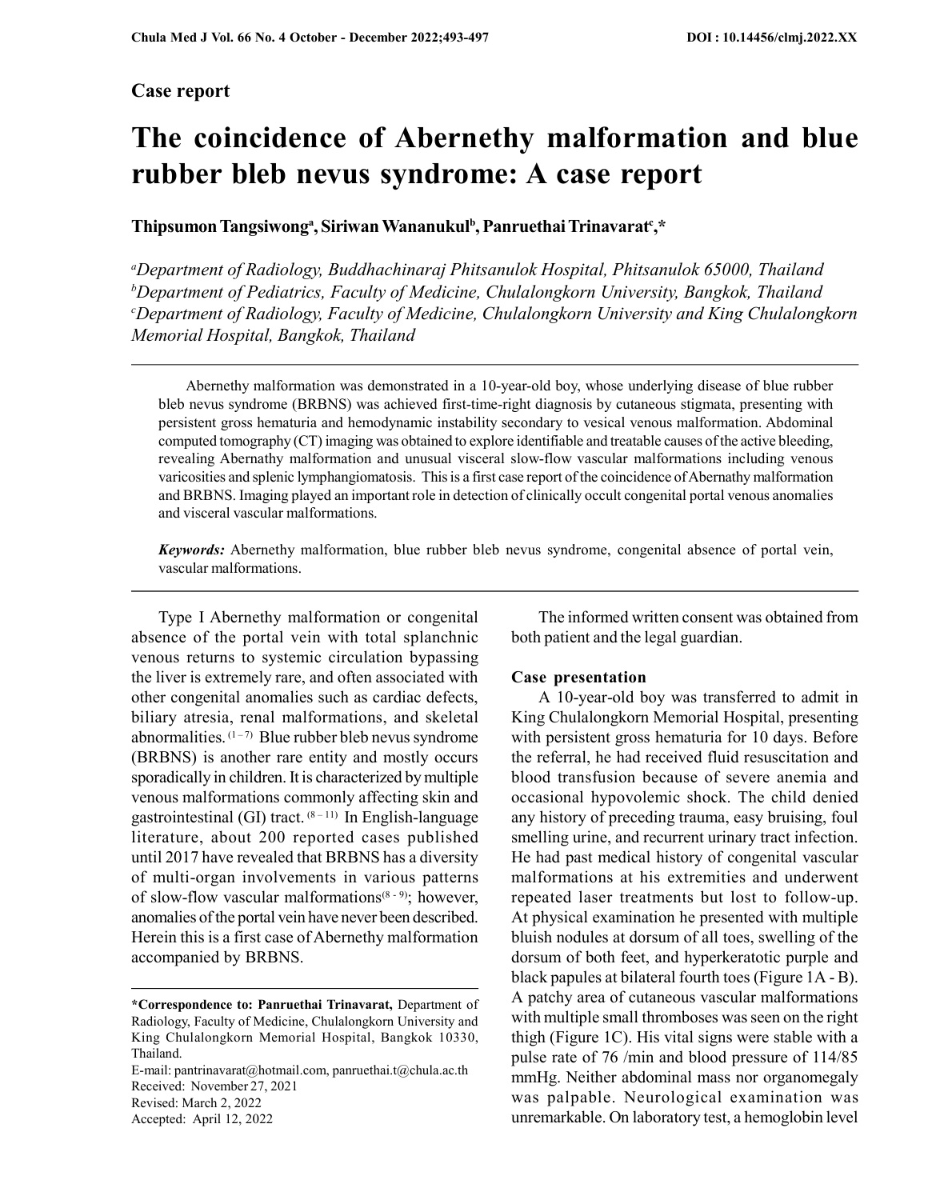## Case report

# The coincidence of Abernethy malformation and blue rubber bleb nevus syndrome: A case report

**Thipsumon Tangsiwong[a], Siriwan Wananukul[b], Panruethai Trinavarat[c],***

[a]*Department of Radiology, Buddhachinaraj Phitsanulok Hospital, Phitsanulok 65000, Thailand*
[b]*Department of Pediatrics, Faculty of Medicine, Chulalongkorn University, Bangkok, Thailand*
[c]*Department of Radiology, Faculty of Medicine, Chulalongkorn University and King Chulalongkorn Memorial Hospital, Bangkok, Thailand*

---

Abernethy malformation was demonstrated in a 10-year-old boy, whose underlying disease of blue rubber bleb nevus syndrome (BRBNS) was achieved first-time-right diagnosis by cutaneous stigmata, presenting with persistent gross hematuria and hemodynamic instability secondary to vesical venous malformation. Abdominal computed tomography (CT) imaging was obtained to explore identifiable and treatable causes of the active bleeding, revealing Abernathy malformation and unusual visceral slow-flow vascular malformations including venous varicosities and splenic lymphangiomatosis. This is a first case report of the coincidence of Abernathy malformation and BRBNS. Imaging played an important role in detection of clinically occult congenital portal venous anomalies and visceral vascular malformations.

***Keywords:*** Abernethy malformation, blue rubber bleb nevus syndrome, congenital absence of portal vein, vascular malformations.

---

Type I Abernethy malformation or congenital absence of the portal vein with total splanchnic venous returns to systemic circulation bypassing the liver is extremely rare, and often associated with other congenital anomalies such as cardiac defects, biliary atresia, renal malformations, and skeletal abnormalities. [1 – 7] Blue rubber bleb nevus syndrome (BRBNS) is another rare entity and mostly occurs sporadically in children. It is characterized by multiple venous malformations commonly affecting skin and gastrointestinal (GI) tract. [8 – 11] In English-language literature, about 200 reported cases published until 2017 have revealed that BRBNS has a diversity of multi-organ involvements in various patterns of slow-flow vascular malformations[8 - 9]; however, anomalies of the portal vein have never been described. Herein this is a first case of Abernethy malformation accompanied by BRBNS.

The informed written consent was obtained from both patient and the legal guardian.

### Case presentation

A 10-year-old boy was transferred to admit in King Chulalongkorn Memorial Hospital, presenting with persistent gross hematuria for 10 days. Before the referral, he had received fluid resuscitation and blood transfusion because of severe anemia and occasional hypovolemic shock. The child denied any history of preceding trauma, easy bruising, foul smelling urine, and recurrent urinary tract infection. He had past medical history of congenital vascular malformations at his extremities and underwent repeated laser treatments but lost to follow-up. At physical examination he presented with multiple bluish nodules at dorsum of all toes, swelling of the dorsum of both feet, and hyperkeratotic purple and black papules at bilateral fourth toes (Figure 1A - B). A patchy area of cutaneous vascular malformations with multiple small thromboses was seen on the right thigh (Figure 1C). His vital signs were stable with a pulse rate of 76 /min and blood pressure of 114/85 mmHg. Neither abdominal mass nor organomegaly was palpable. Neurological examination was unremarkable. On laboratory test, a hemoglobin level

---

**\*Correspondence to: Panruethai Trinavarat,** Department of Radiology, Faculty of Medicine, Chulalongkorn University and King Chulalongkorn Memorial Hospital, Bangkok 10330, Thailand.
E-mail: pantrinavarat@hotmail.com, panruethai.t@chula.ac.th
Received: November 27, 2021
Revised: March 2, 2022
Accepted: April 12, 2022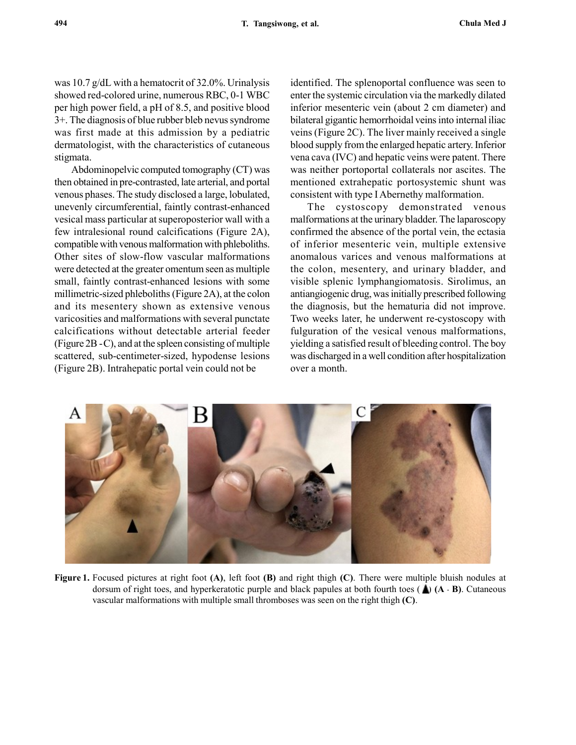was 10.7 g/dL with a hematocrit of 32.0%. Urinalysis showed red-colored urine, numerous RBC, 0-1 WBC per high power field, a pH of 8.5, and positive blood 3+. The diagnosis of blue rubber bleb nevus syndrome was first made at this admission by a pediatric dermatologist, with the characteristics of cutaneous stigmata.

Abdominopelvic computed tomography (CT) was then obtained in pre-contrasted, late arterial, and portal venous phases. The study disclosed a large, lobulated, unevenly circumferential, faintly contrast-enhanced vesical mass particular at superoposterior wall with a few intralesional round calcifications (Figure 2A), compatible with venous malformation with phleboliths. Other sites of slow-flow vascular malformations were detected at the greater omentum seen as multiple small, faintly contrast-enhanced lesions with some millimetric-sized phleboliths (Figure 2A), at the colon and its mesentery shown as extensive venous varicosities and malformations with several punctate calcifications without detectable arterial feeder (Figure 2B - C), and at the spleen consisting of multiple scattered, sub-centimeter-sized, hypodense lesions (Figure 2B). Intrahepatic portal vein could not be identified. The splenoportal confluence was seen to enter the systemic circulation via the markedly dilated inferior mesenteric vein (about 2 cm diameter) and bilateral gigantic hemorrhoidal veins into internal iliac veins (Figure 2C). The liver mainly received a single blood supply from the enlarged hepatic artery. Inferior vena cava (IVC) and hepatic veins were patent. There was neither portoportal collaterals nor ascites. The mentioned extrahepatic portosystemic shunt was consistent with type I Abernethy malformation.

The cystoscopy demonstrated venous malformations at the urinary bladder. The laparoscopy confirmed the absence of the portal vein, the ectasia of inferior mesenteric vein, multiple extensive anomalous varices and venous malformations at the colon, mesentery, and urinary bladder, and visible splenic lymphangiomatosis. Sirolimus, an antiangiogenic drug, was initially prescribed following the diagnosis, but the hematuria did not improve. Two weeks later, he underwent re-cystoscopy with fulguration of the vesical venous malformations, yielding a satisfied result of bleeding control. The boy was discharged in a well condition after hospitalization over a month.

**Figure 1.** Focused pictures at right foot **(A)**, left foot **(B)** and right thigh **(C)**. There were multiple bluish nodules at dorsum of right toes, and hyperkeratotic purple and black papules at both fourth toes (▲) **(A - B)**. Cutaneous vascular malformations with multiple small thromboses was seen on the right thigh **(C)**.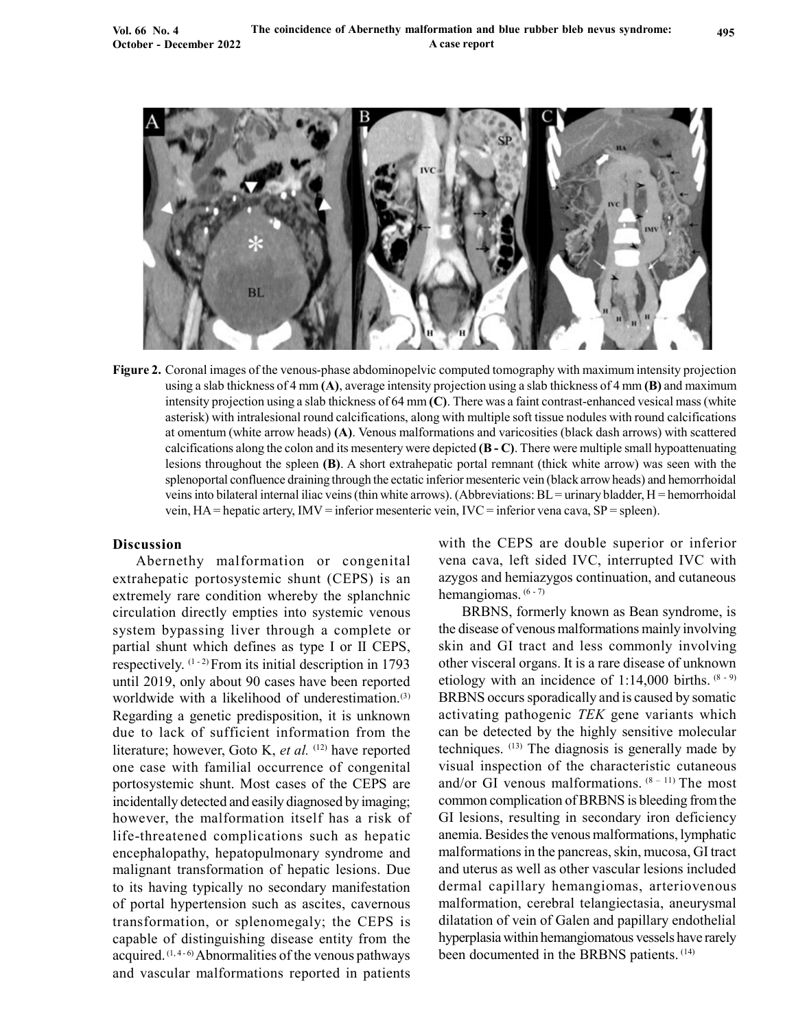Figure 2. Coronal images of the venous-phase abdominopelvic computed tomography with maximum intensity projection using a slab thickness of 4 mm **(A)**, average intensity projection using a slab thickness of 4 mm **(B)** and maximum intensity projection using a slab thickness of 64 mm **(C)**. There was a faint contrast-enhanced vesical mass (white asterisk) with intralesional round calcifications, along with multiple soft tissue nodules with round calcifications at omentum (white arrow heads) **(A)**. Venous malformations and varicosities (black dash arrows) with scattered calcifications along the colon and its mesentery were depicted **(B - C)**. There were multiple small hypoattenuating lesions throughout the spleen **(B)**. A short extrahepatic portal remnant (thick white arrow) was seen with the splenoportal confluence draining through the ectatic inferior mesenteric vein (black arrow heads) and hemorrhoidal veins into bilateral internal iliac veins (thin white arrows). (Abbreviations: BL = urinary bladder, H = hemorrhoidal vein, HA = hepatic artery, IMV = inferior mesenteric vein, IVC = inferior vena cava, SP = spleen).

## Discussion

Abernethy malformation or congenital extrahepatic portosystemic shunt (CEPS) is an extremely rare condition whereby the splanchnic circulation directly empties into systemic venous system bypassing liver through a complete or partial shunt which defines as type I or II CEPS, respectively. [1 - 2] From its initial description in 1793 until 2019, only about 90 cases have been reported worldwide with a likelihood of underestimation.[3] Regarding a genetic predisposition, it is unknown due to lack of sufficient information from the literature; however, Goto K, *et al.* [12] have reported one case with familial occurrence of congenital portosystemic shunt. Most cases of the CEPS are incidentally detected and easily diagnosed by imaging; however, the malformation itself has a risk of life-threatened complications such as hepatic encephalopathy, hepatopulmonary syndrome and malignant transformation of hepatic lesions. Due to its having typically no secondary manifestation of portal hypertension such as ascites, cavernous transformation, or splenomegaly; the CEPS is capable of distinguishing disease entity from the acquired. [1, 4 - 6] Abnormalities of the venous pathways and vascular malformations reported in patients with the CEPS are double superior or inferior vena cava, left sided IVC, interrupted IVC with azygos and hemiazygos continuation, and cutaneous hemangiomas. [6 - 7]

BRBNS, formerly known as Bean syndrome, is the disease of venous malformations mainly involving skin and GI tract and less commonly involving other visceral organs. It is a rare disease of unknown etiology with an incidence of 1:14,000 births. [8 - 9] BRBNS occurs sporadically and is caused by somatic activating pathogenic *TEK* gene variants which can be detected by the highly sensitive molecular techniques. [13] The diagnosis is generally made by visual inspection of the characteristic cutaneous and/or GI venous malformations. [8 – 11] The most common complication of BRBNS is bleeding from the GI lesions, resulting in secondary iron deficiency anemia. Besides the venous malformations, lymphatic malformations in the pancreas, skin, mucosa, GI tract and uterus as well as other vascular lesions included dermal capillary hemangiomas, arteriovenous malformation, cerebral telangiectasia, aneurysmal dilatation of vein of Galen and papillary endothelial hyperplasia within hemangiomatous vessels have rarely been documented in the BRBNS patients. [14]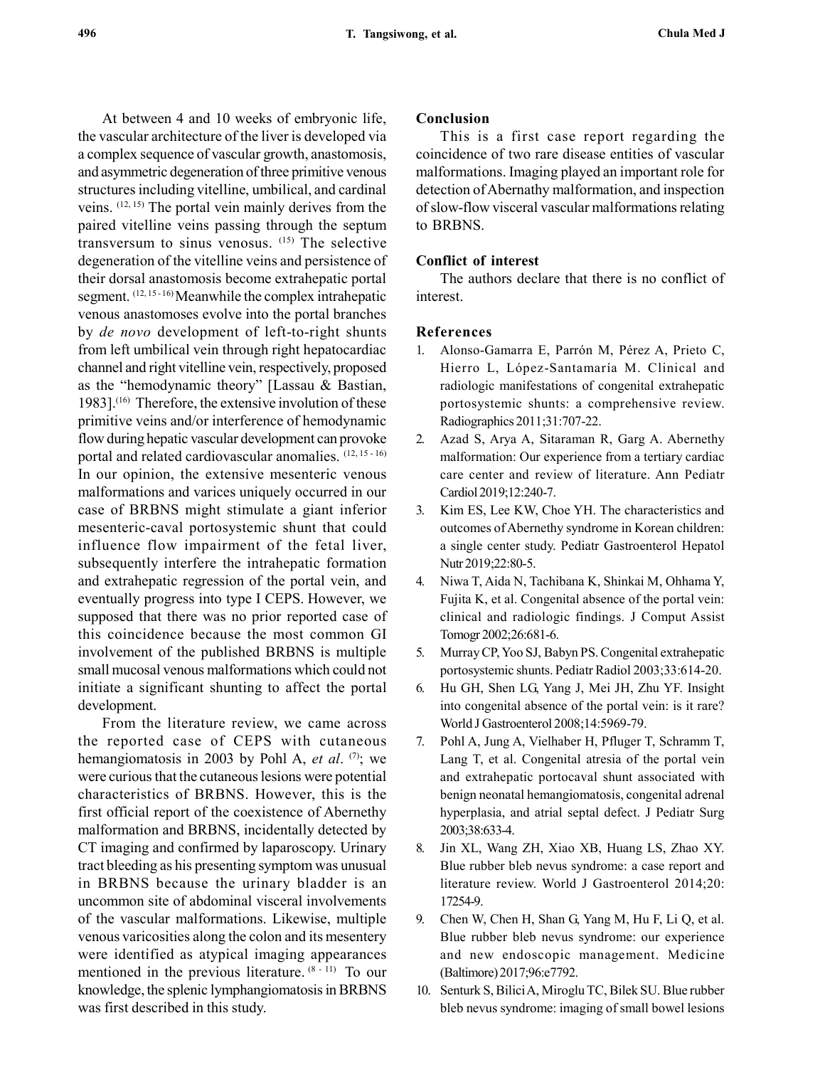At between 4 and 10 weeks of embryonic life, the vascular architecture of the liver is developed via a complex sequence of vascular growth, anastomosis, and asymmetric degeneration of three primitive venous structures including vitelline, umbilical, and cardinal veins. [12, 15] The portal vein mainly derives from the paired vitelline veins passing through the septum transversum to sinus venosus. [15] The selective degeneration of the vitelline veins and persistence of their dorsal anastomosis become extrahepatic portal segment. [12, 15 - 16] Meanwhile the complex intrahepatic venous anastomoses evolve into the portal branches by *de novo* development of left-to-right shunts from left umbilical vein through right hepatocardiac channel and right vitelline vein, respectively, proposed as the "hemodynamic theory" [Lassau & Bastian, 1983].[16] Therefore, the extensive involution of these primitive veins and/or interference of hemodynamic flow during hepatic vascular development can provoke portal and related cardiovascular anomalies. [12, 15 - 16] In our opinion, the extensive mesenteric venous malformations and varices uniquely occurred in our case of BRBNS might stimulate a giant inferior mesenteric-caval portosystemic shunt that could influence flow impairment of the fetal liver, subsequently interfere the intrahepatic formation and extrahepatic regression of the portal vein, and eventually progress into type I CEPS. However, we supposed that there was no prior reported case of this coincidence because the most common GI involvement of the published BRBNS is multiple small mucosal venous malformations which could not initiate a significant shunting to affect the portal development.

From the literature review, we came across the reported case of CEPS with cutaneous hemangiomatosis in 2003 by Pohl A, *et al*. [7]; we were curious that the cutaneous lesions were potential characteristics of BRBNS. However, this is the first official report of the coexistence of Abernethy malformation and BRBNS, incidentally detected by CT imaging and confirmed by laparoscopy. Urinary tract bleeding as his presenting symptom was unusual in BRBNS because the urinary bladder is an uncommon site of abdominal visceral involvements of the vascular malformations. Likewise, multiple venous varicosities along the colon and its mesentery were identified as atypical imaging appearances mentioned in the previous literature. [8 - 11] To our knowledge, the splenic lymphangiomatosis in BRBNS was first described in this study.

## Conclusion

This is a first case report regarding the coincidence of two rare disease entities of vascular malformations. Imaging played an important role for detection of Abernathy malformation, and inspection of slow-flow visceral vascular malformations relating to BRBNS.

## Conflict of interest

The authors declare that there is no conflict of interest.

## References

1. Alonso-Gamarra E, Parrón M, Pérez A, Prieto C, Hierro L, López-Santamaría M. Clinical and radiologic manifestations of congenital extrahepatic portosystemic shunts: a comprehensive review. Radiographics 2011;31:707-22.
2. Azad S, Arya A, Sitaraman R, Garg A. Abernethy malformation: Our experience from a tertiary cardiac care center and review of literature. Ann Pediatr Cardiol 2019;12:240-7.
3. Kim ES, Lee KW, Choe YH. The characteristics and outcomes of Abernethy syndrome in Korean children: a single center study. Pediatr Gastroenterol Hepatol Nutr 2019;22:80-5.
4. Niwa T, Aida N, Tachibana K, Shinkai M, Ohhama Y, Fujita K, et al. Congenital absence of the portal vein: clinical and radiologic findings. J Comput Assist Tomogr 2002;26:681-6.
5. Murray CP, Yoo SJ, Babyn PS. Congenital extrahepatic portosystemic shunts. Pediatr Radiol 2003;33:614-20.
6. Hu GH, Shen LG, Yang J, Mei JH, Zhu YF. Insight into congenital absence of the portal vein: is it rare? World J Gastroenterol 2008;14:5969-79.
7. Pohl A, Jung A, Vielhaber H, Pfluger T, Schramm T, Lang T, et al. Congenital atresia of the portal vein and extrahepatic portocaval shunt associated with benign neonatal hemangiomatosis, congenital adrenal hyperplasia, and atrial septal defect. J Pediatr Surg 2003;38:633-4.
8. Jin XL, Wang ZH, Xiao XB, Huang LS, Zhao XY. Blue rubber bleb nevus syndrome: a case report and literature review. World J Gastroenterol 2014;20: 17254-9.
9. Chen W, Chen H, Shan G, Yang M, Hu F, Li Q, et al. Blue rubber bleb nevus syndrome: our experience and new endoscopic management. Medicine (Baltimore) 2017;96:e7792.
10. Senturk S, Bilici A, Miroglu TC, Bilek SU. Blue rubber bleb nevus syndrome: imaging of small bowel lesions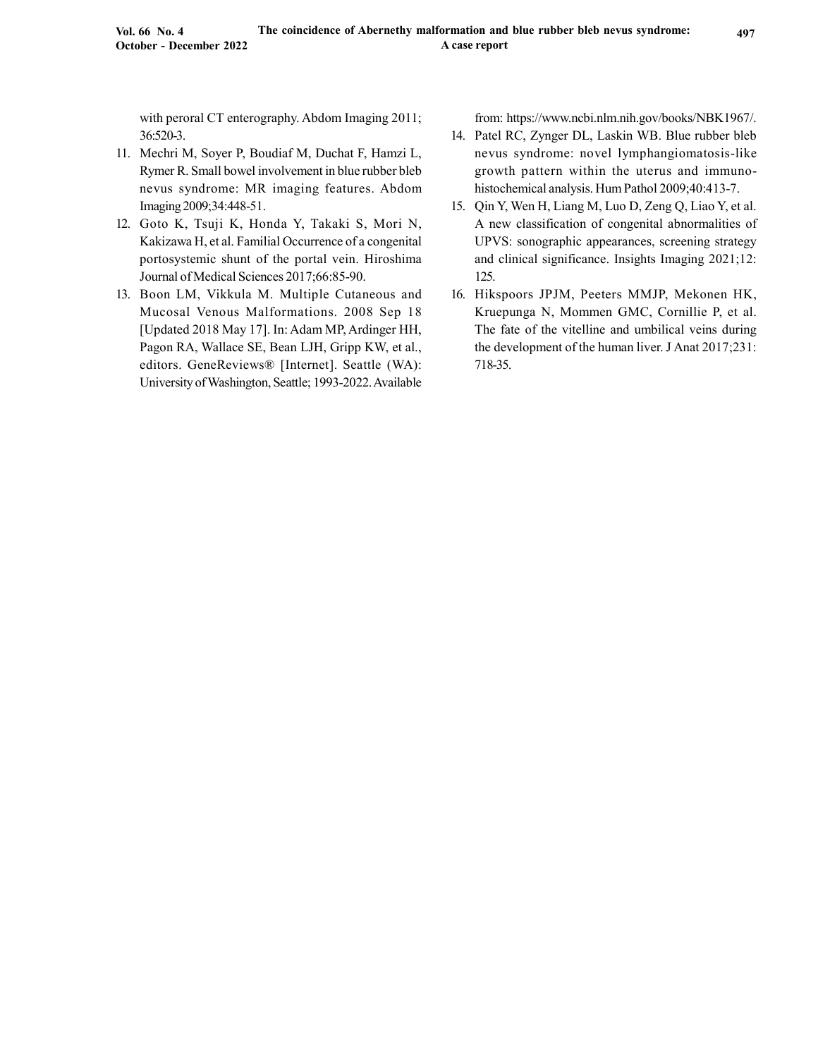with peroral CT enterography. Abdom Imaging 2011; 36:520-3.

11. Mechri M, Soyer P, Boudiaf M, Duchat F, Hamzi L, Rymer R. Small bowel involvement in blue rubber bleb nevus syndrome: MR imaging features. Abdom Imaging 2009;34:448-51.
12. Goto K, Tsuji K, Honda Y, Takaki S, Mori N, Kakizawa H, et al. Familial Occurrence of a congenital portosystemic shunt of the portal vein. Hiroshima Journal of Medical Sciences 2017;66:85-90.
13. Boon LM, Vikkula M. Multiple Cutaneous and Mucosal Venous Malformations. 2008 Sep 18 [Updated 2018 May 17]. In: Adam MP, Ardinger HH, Pagon RA, Wallace SE, Bean LJH, Gripp KW, et al., editors. GeneReviews® [Internet]. Seattle (WA): University of Washington, Seattle; 1993-2022. Available from: https://www.ncbi.nlm.nih.gov/books/NBK1967/.
14. Patel RC, Zynger DL, Laskin WB. Blue rubber bleb nevus syndrome: novel lymphangiomatosis-like growth pattern within the uterus and immunohistochemical analysis. Hum Pathol 2009;40:413-7.
15. Qin Y, Wen H, Liang M, Luo D, Zeng Q, Liao Y, et al. A new classification of congenital abnormalities of UPVS: sonographic appearances, screening strategy and clinical significance. Insights Imaging 2021;12: 125.
16. Hikspoors JPJM, Peeters MMJP, Mekonen HK, Kruepunga N, Mommen GMC, Cornillie P, et al. The fate of the vitelline and umbilical veins during the development of the human liver. J Anat 2017;231: 718-35.